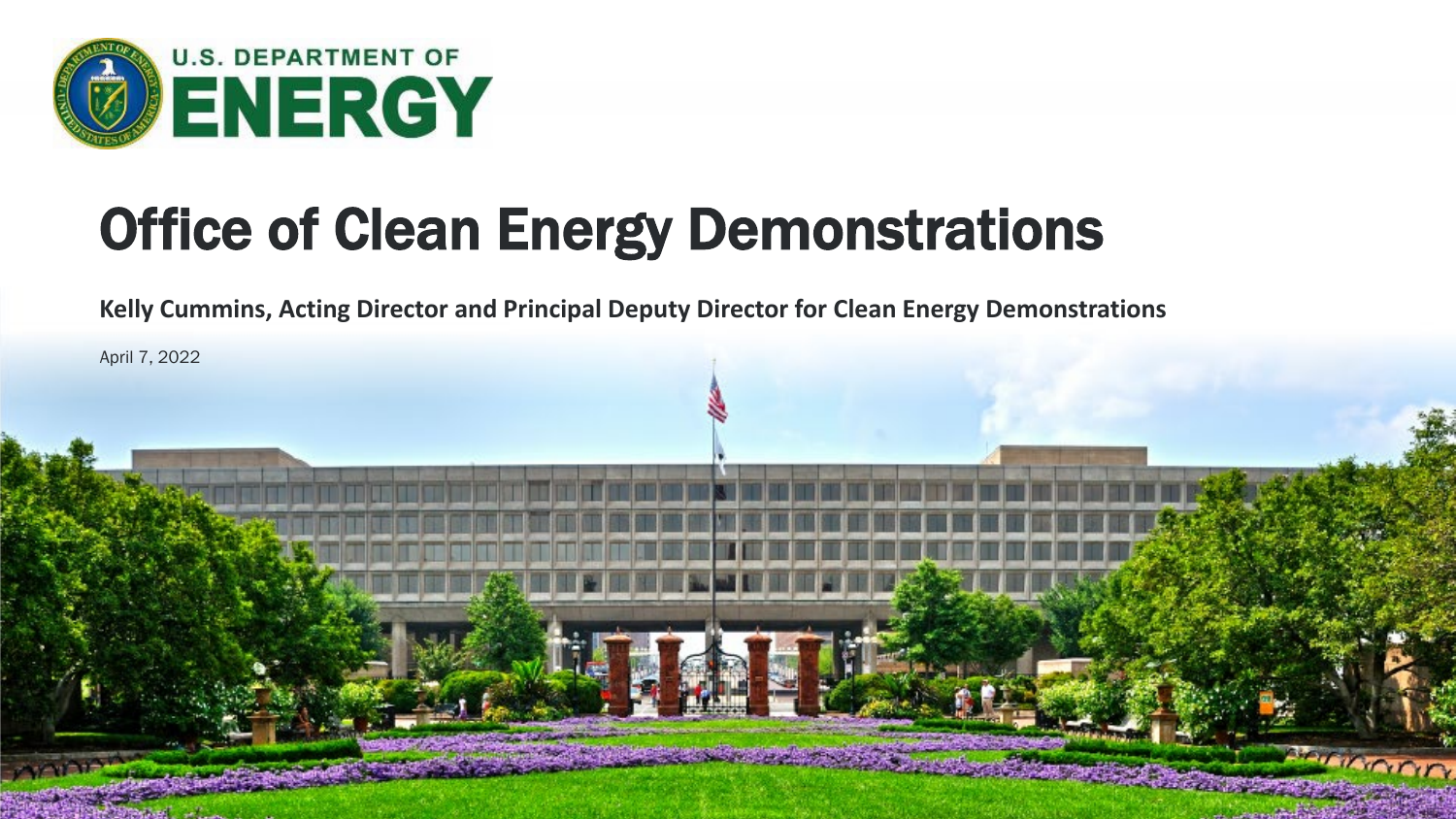U.S. DEPARTMENT OF ENERGY

# Office of Clean Energy Demonstrations

**Kelly Cummins, Acting Director and Principal Deputy Director for Clean Energy Demonstrations**

April 7, 2022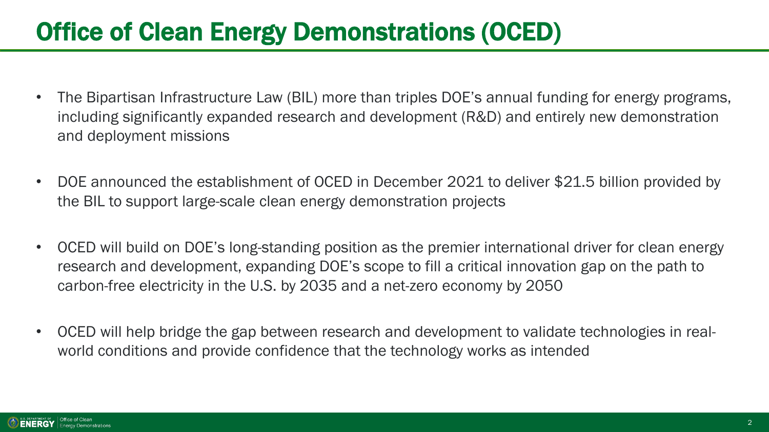# Office of Clean Energy Demonstrations (OCED)

- The Bipartisan Infrastructure Law (BIL) more than triples DOE's annual funding for energy programs, including significantly expanded research and development (R&D) and entirely new demonstration and deployment missions

- DOE announced the establishment of OCED in December 2021 to deliver $21.5 billion provided by the BIL to support large-scale clean energy demonstration projects

- OCED will build on DOE's long-standing position as the premier international driver for clean energy research and development, expanding DOE's scope to fill a critical innovation gap on the path to carbon-free electricity in the U.S. by 2035 and a net-zero economy by 2050

- OCED will help bridge the gap between research and development to validate technologies in real-world conditions and provide confidence that the technology works as intended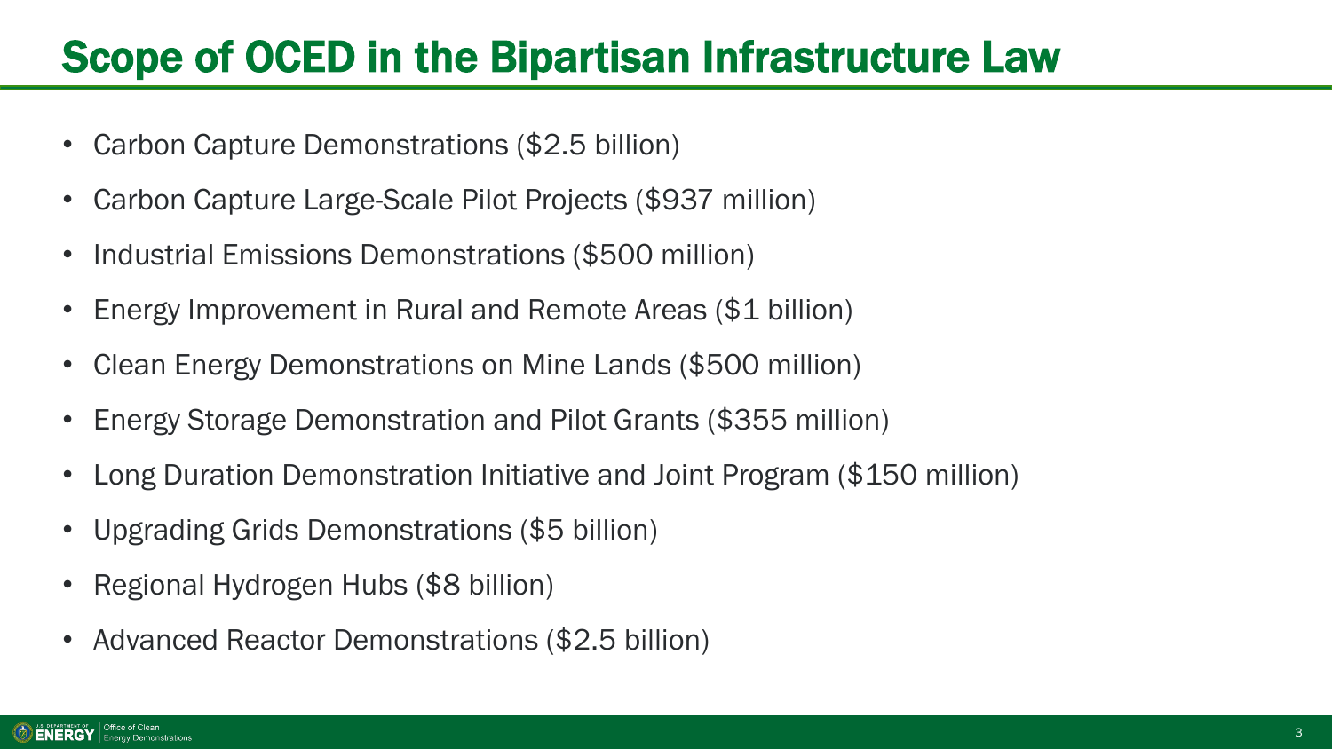# Scope of OCED in the Bipartisan Infrastructure Law

- Carbon Capture Demonstrations ($2.5 billion)
- Carbon Capture Large-Scale Pilot Projects ($937 million)
- Industrial Emissions Demonstrations ($500 million)
- Energy Improvement in Rural and Remote Areas ($1 billion)
- Clean Energy Demonstrations on Mine Lands ($500 million)
- Energy Storage Demonstration and Pilot Grants ($355 million)
- Long Duration Demonstration Initiative and Joint Program ($150 million)
- Upgrading Grids Demonstrations ($5 billion)
- Regional Hydrogen Hubs ($8 billion)
- Advanced Reactor Demonstrations ($2.5 billion)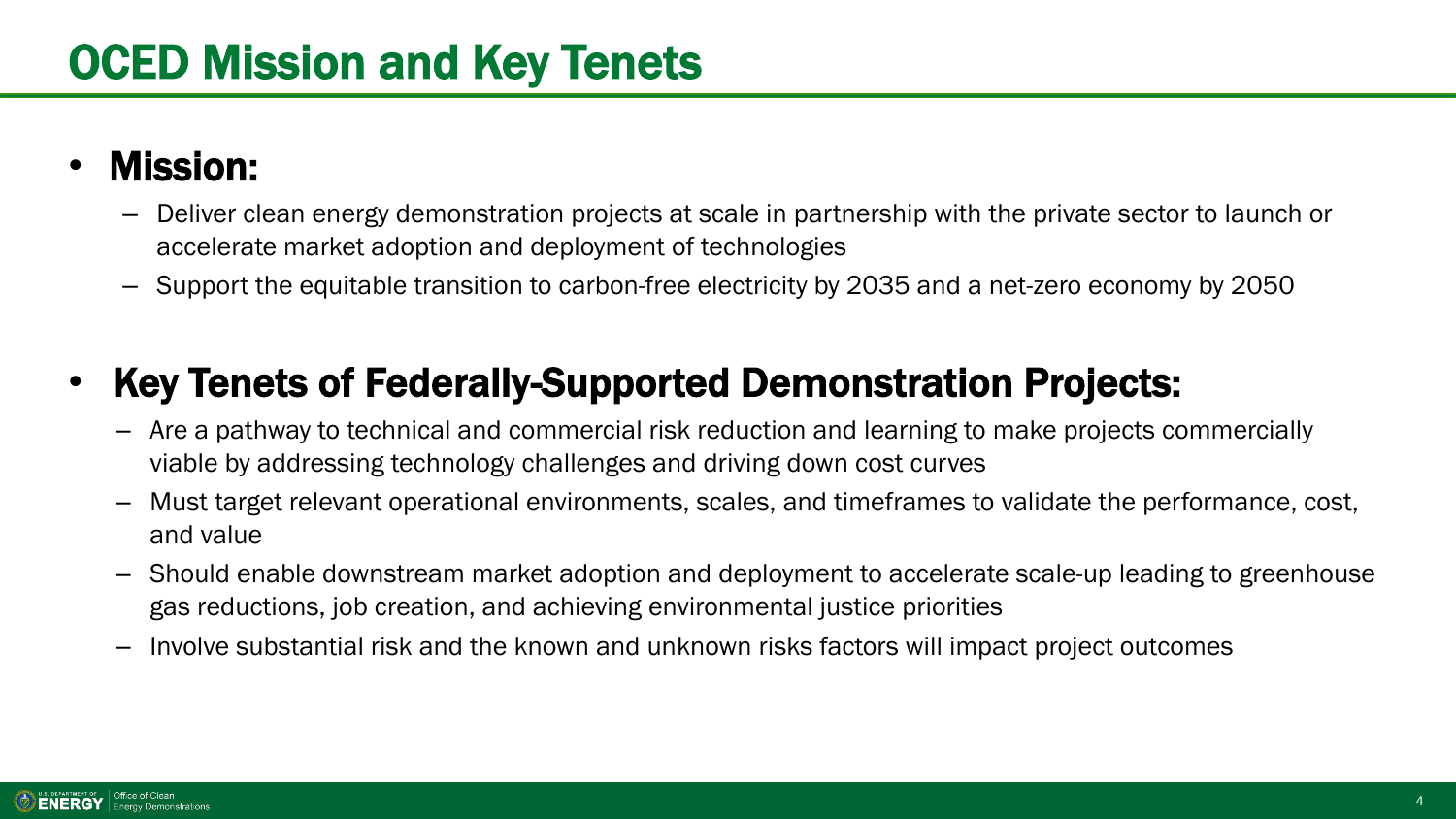# OCED Mission and Key Tenets

- **Mission:**
  - Deliver clean energy demonstration projects at scale in partnership with the private sector to launch or accelerate market adoption and deployment of technologies
  - Support the equitable transition to carbon-free electricity by 2035 and a net-zero economy by 2050

- **Key Tenets of Federally-Supported Demonstration Projects:**
  - Are a pathway to technical and commercial risk reduction and learning to make projects commercially viable by addressing technology challenges and driving down cost curves
  - Must target relevant operational environments, scales, and timeframes to validate the performance, cost, and value
  - Should enable downstream market adoption and deployment to accelerate scale-up leading to greenhouse gas reductions, job creation, and achieving environmental justice priorities
  - Involve substantial risk and the known and unknown risks factors will impact project outcomes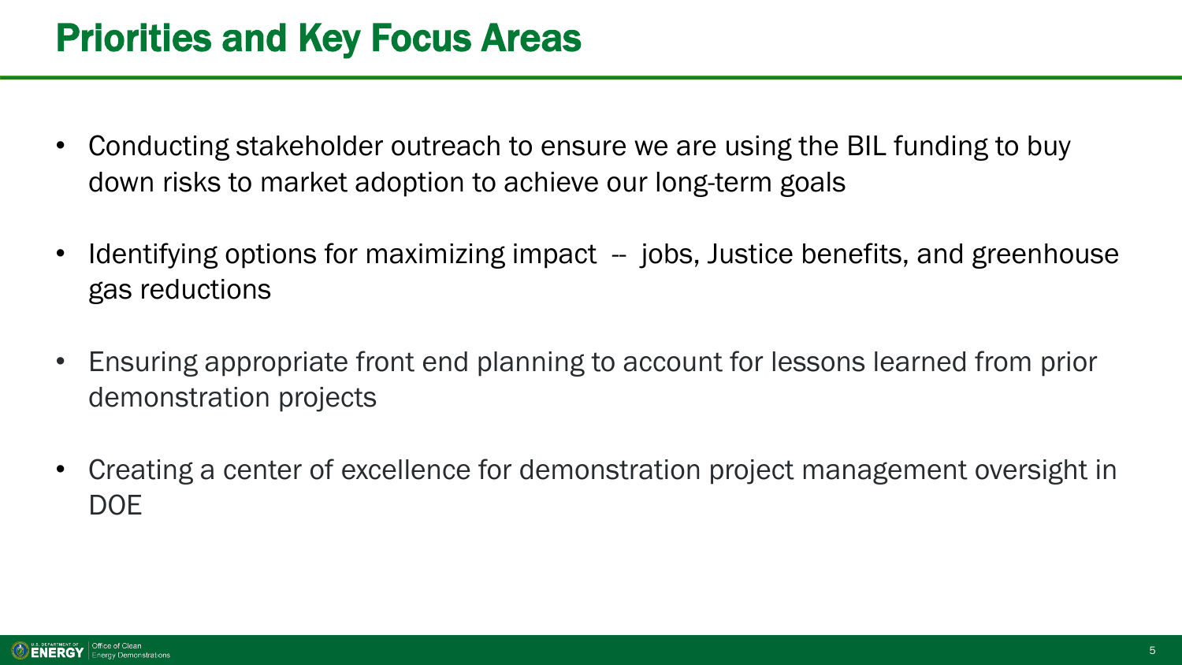# Priorities and Key Focus Areas

- Conducting stakeholder outreach to ensure we are using the BIL funding to buy down risks to market adoption to achieve our long-term goals
- Identifying options for maximizing impact -- jobs, Justice benefits, and greenhouse gas reductions
- Ensuring appropriate front end planning to account for lessons learned from prior demonstration projects
- Creating a center of excellence for demonstration project management oversight in DOE